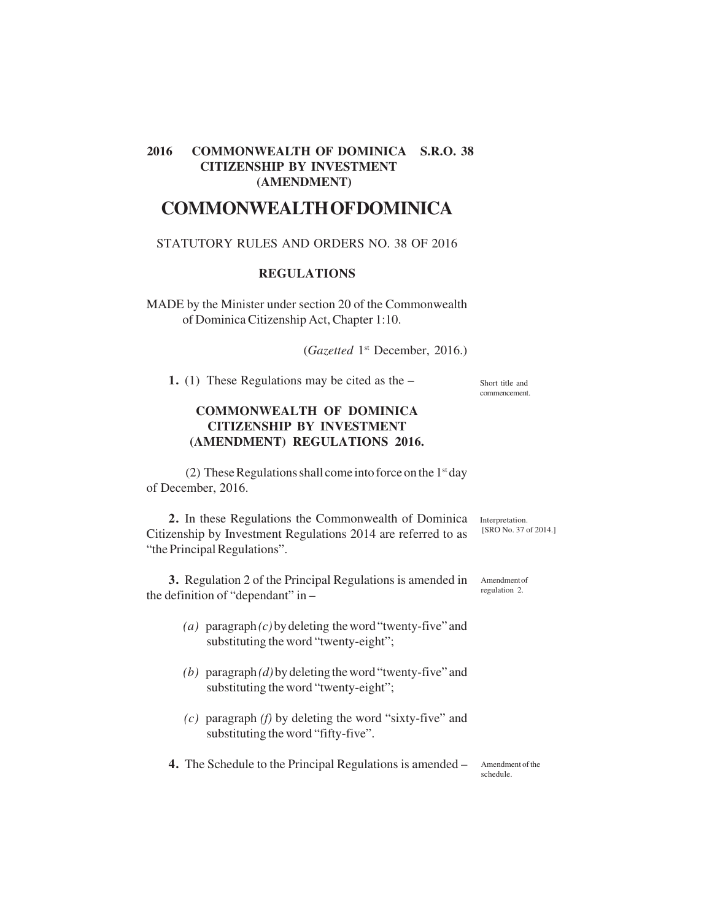**2016 COMMONWEALTH OF DOMINICA S.R.O. 38**
**CITIZENSHIP BY INVESTMENT**
**(AMENDMENT)**

# COMMONWEALTH OF DOMINICA

STATUTORY RULES AND ORDERS NO. 38 OF 2016

## REGULATIONS

MADE by the Minister under section 20 of the Commonwealth of Dominica Citizenship Act, Chapter 1:10.

(*Gazetted* 1st December, 2016.)

**1.** (1) These Regulations may be cited as the – *Short title and commencement.*

**COMMONWEALTH OF DOMINICA CITIZENSHIP BY INVESTMENT (AMENDMENT) REGULATIONS 2016.**

(2) These Regulations shall come into force on the 1st day of December, 2016.

**2.** In these Regulations the Commonwealth of Dominica Citizenship by Investment Regulations 2014 are referred to as "the Principal Regulations". *Interpretation. [SRO No. 37 of 2014.]*

**3.** Regulation 2 of the Principal Regulations is amended in the definition of "dependant" in – *Amendment of regulation 2.*

*(a)* paragraph *(c)* by deleting the word "twenty-five" and substituting the word "twenty-eight";

*(b)* paragraph *(d)* by deleting the word "twenty-five" and substituting the word "twenty-eight";

*(c)* paragraph *(f)* by deleting the word "sixty-five" and substituting the word "fifty-five".

**4.** The Schedule to the Principal Regulations is amended – *Amendment of the schedule.*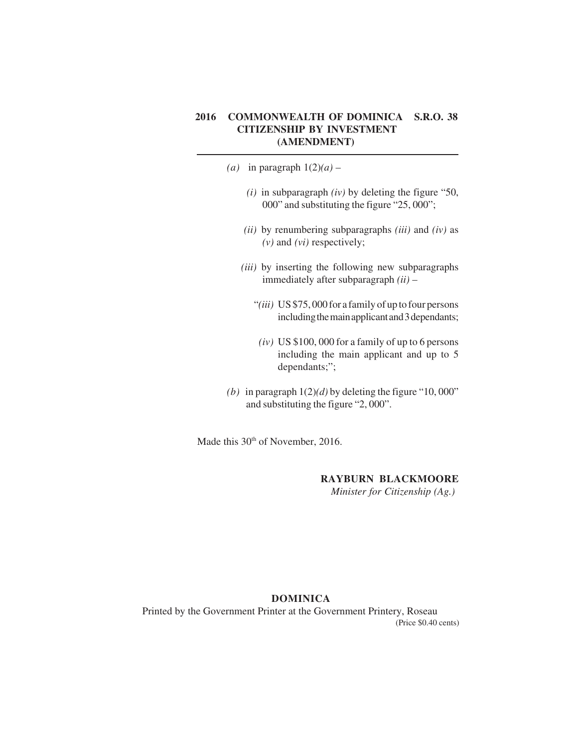*(a)* in paragraph 1(2)*(a)* –

*(i)* in subparagraph *(iv)* by deleting the figure "50, 000" and substituting the figure "25, 000";

*(ii)* by renumbering subparagraphs *(iii)* and *(iv)* as *(v)* and *(vi)* respectively;

*(iii)* by inserting the following new subparagraphs immediately after subparagraph *(ii)* –

"*(iii)* US $75, 000 for a family of up to four persons including the main applicant and 3 dependants;

*(iv)* US $100, 000 for a family of up to 6 persons including the main applicant and up to 5 dependants;";

*(b)* in paragraph 1(2)*(d)* by deleting the figure "10, 000" and substituting the figure "2, 000".

Made this 30th of November, 2016.

**RAYBURN BLACKMOORE**
*Minister for Citizenship (Ag.)*

**DOMINICA**
Printed by the Government Printer at the Government Printery, Roseau
(Price $0.40 cents)